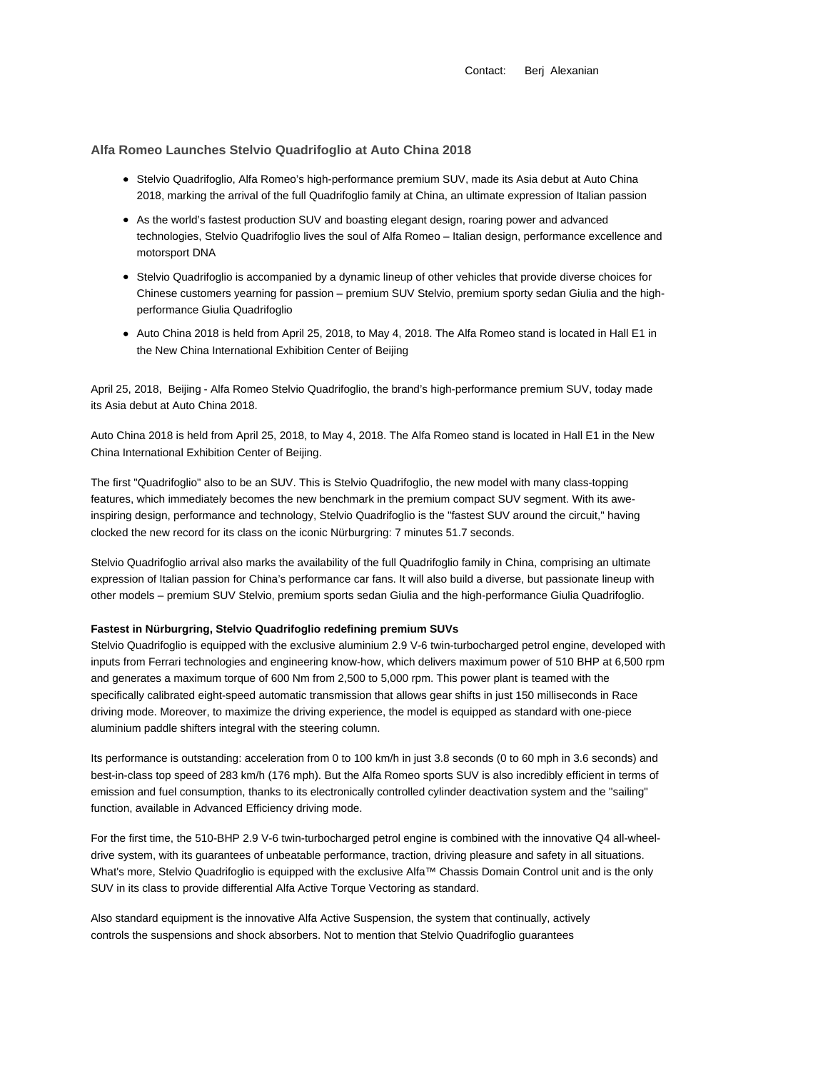Contact: Berj Alexanian

## Alfa Romeo Launches Stelvio Quadrifoglio at Auto China 2018

- Stelvio Quadrifoglio, Alfa Romeo's high-performance premium SUV, made its Asia debut at Auto China 2018, marking the arrival of the full Quadrifoglio family at China, an ultimate expression of Italian passion
- As the world's fastest production SUV and boasting elegant design, roaring power and advanced technologies, Stelvio Quadrifoglio lives the soul of Alfa Romeo – Italian design, performance excellence and motorsport DNA
- Stelvio Quadrifoglio is accompanied by a dynamic lineup of other vehicles that provide diverse choices for Chinese customers yearning for passion – premium SUV Stelvio, premium sporty sedan Giulia and the high-performance Giulia Quadrifoglio
- Auto China 2018 is held from April 25, 2018, to May 4, 2018. The Alfa Romeo stand is located in Hall E1 in the New China International Exhibition Center of Beijing

April 25, 2018, Beijing - Alfa Romeo Stelvio Quadrifoglio, the brand's high-performance premium SUV, today made its Asia debut at Auto China 2018.

Auto China 2018 is held from April 25, 2018, to May 4, 2018. The Alfa Romeo stand is located in Hall E1 in the New China International Exhibition Center of Beijing.

The first "Quadrifoglio" also to be an SUV. This is Stelvio Quadrifoglio, the new model with many class-topping features, which immediately becomes the new benchmark in the premium compact SUV segment. With its awe-inspiring design, performance and technology, Stelvio Quadrifoglio is the "fastest SUV around the circuit," having clocked the new record for its class on the iconic Nürburgring: 7 minutes 51.7 seconds.

Stelvio Quadrifoglio arrival also marks the availability of the full Quadrifoglio family in China, comprising an ultimate expression of Italian passion for China's performance car fans. It will also build a diverse, but passionate lineup with other models – premium SUV Stelvio, premium sports sedan Giulia and the high-performance Giulia Quadrifoglio.

**Fastest in Nürburgring, Stelvio Quadrifoglio redefining premium SUVs**

Stelvio Quadrifoglio is equipped with the exclusive aluminium 2.9 V-6 twin-turbocharged petrol engine, developed with inputs from Ferrari technologies and engineering know-how, which delivers maximum power of 510 BHP at 6,500 rpm and generates a maximum torque of 600 Nm from 2,500 to 5,000 rpm. This power plant is teamed with the specifically calibrated eight-speed automatic transmission that allows gear shifts in just 150 milliseconds in Race driving mode. Moreover, to maximize the driving experience, the model is equipped as standard with one-piece aluminium paddle shifters integral with the steering column.

Its performance is outstanding: acceleration from 0 to 100 km/h in just 3.8 seconds (0 to 60 mph in 3.6 seconds) and best-in-class top speed of 283 km/h (176 mph). But the Alfa Romeo sports SUV is also incredibly efficient in terms of emission and fuel consumption, thanks to its electronically controlled cylinder deactivation system and the "sailing" function, available in Advanced Efficiency driving mode.

For the first time, the 510-BHP 2.9 V-6 twin-turbocharged petrol engine is combined with the innovative Q4 all-wheel-drive system, with its guarantees of unbeatable performance, traction, driving pleasure and safety in all situations. What's more, Stelvio Quadrifoglio is equipped with the exclusive Alfa™ Chassis Domain Control unit and is the only SUV in its class to provide differential Alfa Active Torque Vectoring as standard.

Also standard equipment is the innovative Alfa Active Suspension, the system that continually, actively controls the suspensions and shock absorbers. Not to mention that Stelvio Quadrifoglio guarantees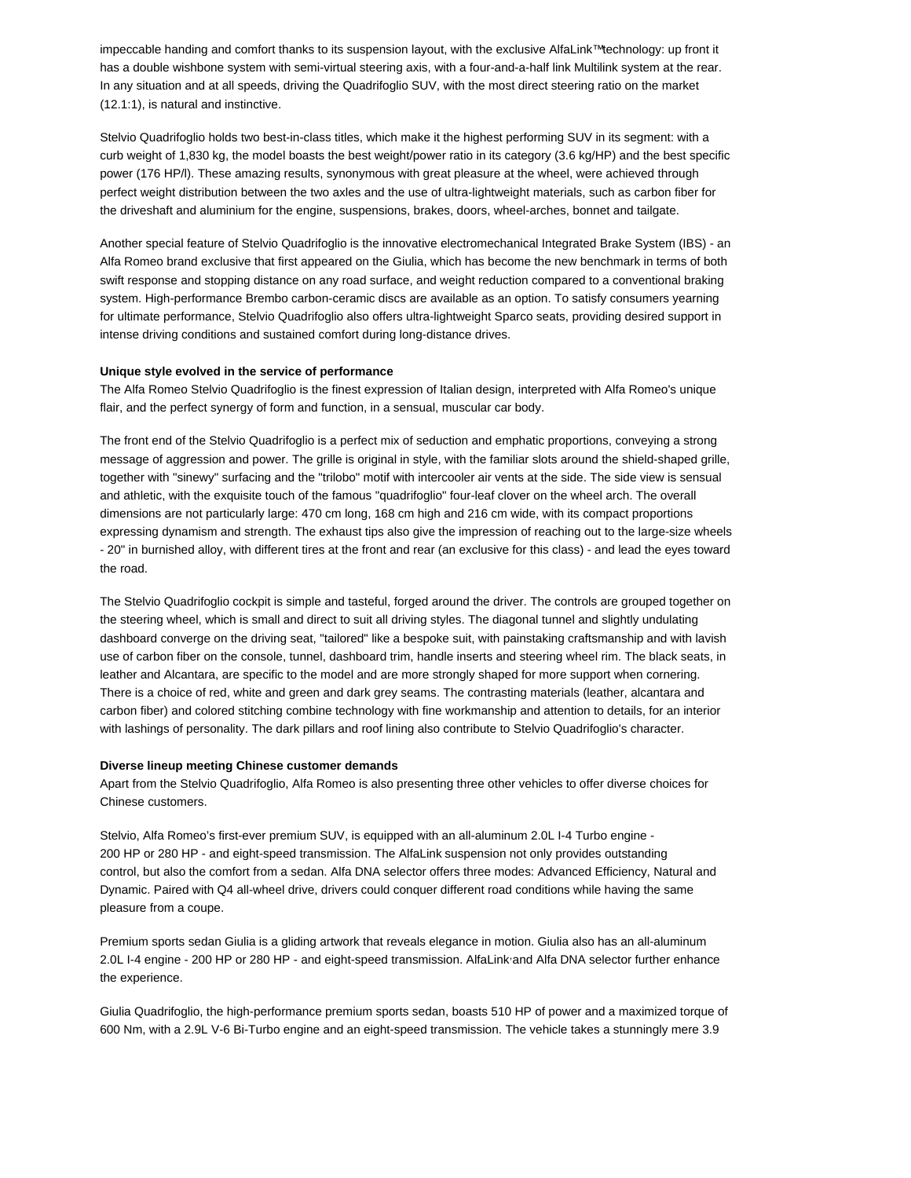impeccable handing and comfort thanks to its suspension layout, with the exclusive AlfaLink™technology: up front it has a double wishbone system with semi-virtual steering axis, with a four-and-a-half link Multilink system at the rear. In any situation and at all speeds, driving the Quadrifoglio SUV, with the most direct steering ratio on the market (12.1:1), is natural and instinctive.

Stelvio Quadrifoglio holds two best-in-class titles, which make it the highest performing SUV in its segment: with a curb weight of 1,830 kg, the model boasts the best weight/power ratio in its category (3.6 kg/HP) and the best specific power (176 HP/l). These amazing results, synonymous with great pleasure at the wheel, were achieved through perfect weight distribution between the two axles and the use of ultra-lightweight materials, such as carbon fiber for the driveshaft and aluminium for the engine, suspensions, brakes, doors, wheel-arches, bonnet and tailgate.

Another special feature of Stelvio Quadrifoglio is the innovative electromechanical Integrated Brake System (IBS) - an Alfa Romeo brand exclusive that first appeared on the Giulia, which has become the new benchmark in terms of both swift response and stopping distance on any road surface, and weight reduction compared to a conventional braking system. High-performance Brembo carbon-ceramic discs are available as an option. To satisfy consumers yearning for ultimate performance, Stelvio Quadrifoglio also offers ultra-lightweight Sparco seats, providing desired support in intense driving conditions and sustained comfort during long-distance drives.

**Unique style evolved in the service of performance**

The Alfa Romeo Stelvio Quadrifoglio is the finest expression of Italian design, interpreted with Alfa Romeo's unique flair, and the perfect synergy of form and function, in a sensual, muscular car body.

The front end of the Stelvio Quadrifoglio is a perfect mix of seduction and emphatic proportions, conveying a strong message of aggression and power. The grille is original in style, with the familiar slots around the shield-shaped grille, together with "sinewy" surfacing and the "trilobo" motif with intercooler air vents at the side. The side view is sensual and athletic, with the exquisite touch of the famous "quadrifoglio" four-leaf clover on the wheel arch. The overall dimensions are not particularly large: 470 cm long, 168 cm high and 216 cm wide, with its compact proportions expressing dynamism and strength. The exhaust tips also give the impression of reaching out to the large-size wheels - 20" in burnished alloy, with different tires at the front and rear (an exclusive for this class) - and lead the eyes toward the road.

The Stelvio Quadrifoglio cockpit is simple and tasteful, forged around the driver. The controls are grouped together on the steering wheel, which is small and direct to suit all driving styles. The diagonal tunnel and slightly undulating dashboard converge on the driving seat, "tailored" like a bespoke suit, with painstaking craftsmanship and with lavish use of carbon fiber on the console, tunnel, dashboard trim, handle inserts and steering wheel rim. The black seats, in leather and Alcantara, are specific to the model and are more strongly shaped for more support when cornering. There is a choice of red, white and green and dark grey seams. The contrasting materials (leather, alcantara and carbon fiber) and colored stitching combine technology with fine workmanship and attention to details, for an interior with lashings of personality. The dark pillars and roof lining also contribute to Stelvio Quadrifoglio's character.

**Diverse lineup meeting Chinese customer demands**

Apart from the Stelvio Quadrifoglio, Alfa Romeo is also presenting three other vehicles to offer diverse choices for Chinese customers.

Stelvio, Alfa Romeo's first-ever premium SUV, is equipped with an all-aluminum 2.0L I-4 Turbo engine - 200 HP or 280 HP - and eight-speed transmission. The AlfaLink suspension not only provides outstanding control, but also the comfort from a sedan. Alfa DNA selector offers three modes: Advanced Efficiency, Natural and Dynamic. Paired with Q4 all-wheel drive, drivers could conquer different road conditions while having the same pleasure from a coupe.

Premium sports sedan Giulia is a gliding artwork that reveals elegance in motion. Giulia also has an all-aluminum 2.0L I-4 engine - 200 HP or 280 HP - and eight-speed transmission. AlfaLink and Alfa DNA selector further enhance the experience.

Giulia Quadrifoglio, the high-performance premium sports sedan, boasts 510 HP of power and a maximized torque of 600 Nm, with a 2.9L V-6 Bi-Turbo engine and an eight-speed transmission. The vehicle takes a stunningly mere 3.9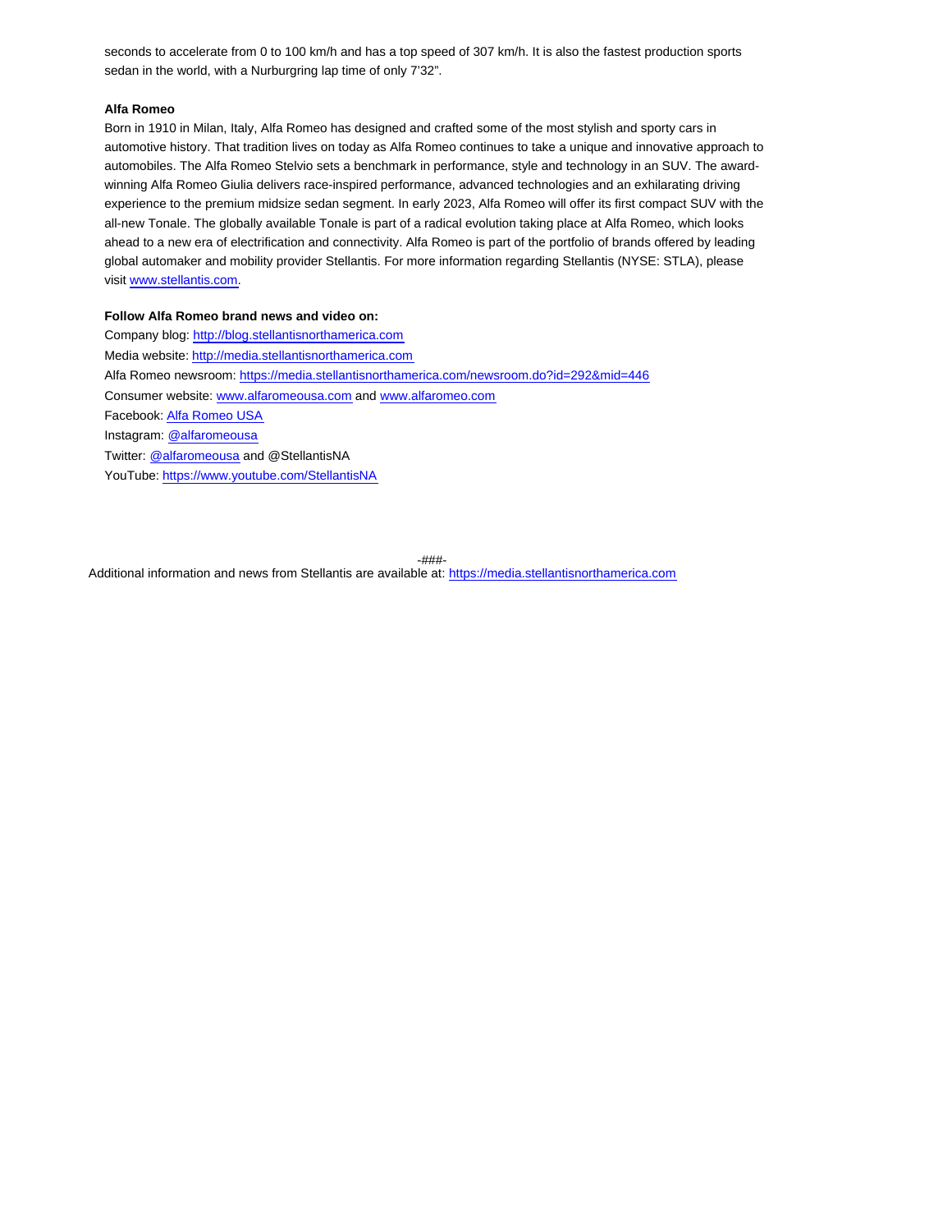seconds to accelerate from 0 to 100 km/h and has a top speed of 307 km/h. It is also the fastest production sports sedan in the world, with a Nurburgring lap time of only 7'32".

**Alfa Romeo**

Born in 1910 in Milan, Italy, Alfa Romeo has designed and crafted some of the most stylish and sporty cars in automotive history. That tradition lives on today as Alfa Romeo continues to take a unique and innovative approach to automobiles. The Alfa Romeo Stelvio sets a benchmark in performance, style and technology in an SUV. The award-winning Alfa Romeo Giulia delivers race-inspired performance, advanced technologies and an exhilarating driving experience to the premium midsize sedan segment. In early 2023, Alfa Romeo will offer its first compact SUV with the all-new Tonale. The globally available Tonale is part of a radical evolution taking place at Alfa Romeo, which looks ahead to a new era of electrification and connectivity. Alfa Romeo is part of the portfolio of brands offered by leading global automaker and mobility provider Stellantis. For more information regarding Stellantis (NYSE: STLA), please visit [www.stellantis.com](www.stellantis.com).

**Follow Alfa Romeo brand news and video on:**

Company blog: [http://blog.stellantisnorthamerica.com](http://blog.stellantisnorthamerica.com)
Media website: [http://media.stellantisnorthamerica.com](http://media.stellantisnorthamerica.com)
Alfa Romeo newsroom: [https://media.stellantisnorthamerica.com/newsroom.do?id=292&mid=446](https://media.stellantisnorthamerica.com/newsroom.do?id=292&mid=446)
Consumer website: [www.alfaromeousa.com](www.alfaromeousa.com) and [www.alfaromeo.com](www.alfaromeo.com)
Facebook: Alfa Romeo USA
Instagram: @alfaromeousa
Twitter: @alfaromeousa and @StellantisNA
YouTube: [https://www.youtube.com/StellantisNA](https://www.youtube.com/StellantisNA)

-###-

Additional information and news from Stellantis are available at: [https://media.stellantisnorthamerica.com](https://media.stellantisnorthamerica.com)